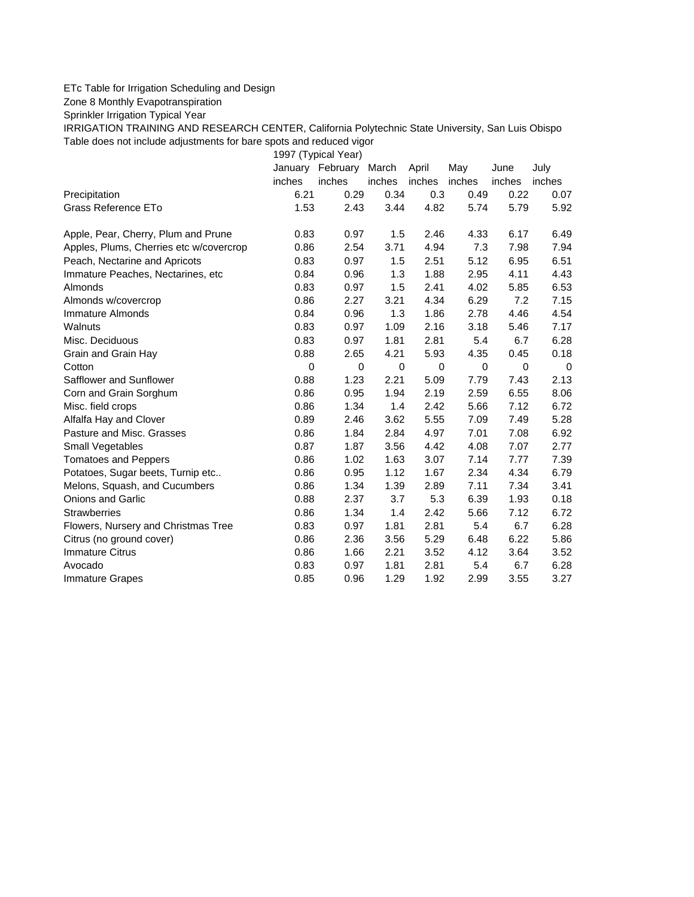ETc Table for Irrigation Scheduling and Design

Zone 8 Monthly Evapotranspiration

Sprinkler Irrigation Typical Year

IRRIGATION TRAINING AND RESEARCH CENTER, California Polytechnic State University, San Luis Obispo

Table does not include adjustments for bare spots and reduced vigor

| | 1997 (Typical Year) | | | | | | |
|---|---|---|---|---|---|---|---|
| | January | February | March | April | May | June | July |
| | inches | inches | inches | inches | inches | inches | inches |
| Precipitation | 6.21 | 0.29 | 0.34 | 0.3 | 0.49 | 0.22 | 0.07 |
| Grass Reference ETo | 1.53 | 2.43 | 3.44 | 4.82 | 5.74 | 5.79 | 5.92 |
| | | | | | | | |
| Apple, Pear, Cherry, Plum and Prune | 0.83 | 0.97 | 1.5 | 2.46 | 4.33 | 6.17 | 6.49 |
| Apples, Plums, Cherries etc w/covercrop | 0.86 | 2.54 | 3.71 | 4.94 | 7.3 | 7.98 | 7.94 |
| Peach, Nectarine and Apricots | 0.83 | 0.97 | 1.5 | 2.51 | 5.12 | 6.95 | 6.51 |
| Immature Peaches, Nectarines, etc | 0.84 | 0.96 | 1.3 | 1.88 | 2.95 | 4.11 | 4.43 |
| Almonds | 0.83 | 0.97 | 1.5 | 2.41 | 4.02 | 5.85 | 6.53 |
| Almonds w/covercrop | 0.86 | 2.27 | 3.21 | 4.34 | 6.29 | 7.2 | 7.15 |
| Immature Almonds | 0.84 | 0.96 | 1.3 | 1.86 | 2.78 | 4.46 | 4.54 |
| Walnuts | 0.83 | 0.97 | 1.09 | 2.16 | 3.18 | 5.46 | 7.17 |
| Misc. Deciduous | 0.83 | 0.97 | 1.81 | 2.81 | 5.4 | 6.7 | 6.28 |
| Grain and Grain Hay | 0.88 | 2.65 | 4.21 | 5.93 | 4.35 | 0.45 | 0.18 |
| Cotton | 0 | 0 | 0 | 0 | 0 | 0 | 0 |
| Safflower and Sunflower | 0.88 | 1.23 | 2.21 | 5.09 | 7.79 | 7.43 | 2.13 |
| Corn and Grain Sorghum | 0.86 | 0.95 | 1.94 | 2.19 | 2.59 | 6.55 | 8.06 |
| Misc. field crops | 0.86 | 1.34 | 1.4 | 2.42 | 5.66 | 7.12 | 6.72 |
| Alfalfa Hay and Clover | 0.89 | 2.46 | 3.62 | 5.55 | 7.09 | 7.49 | 5.28 |
| Pasture and Misc. Grasses | 0.86 | 1.84 | 2.84 | 4.97 | 7.01 | 7.08 | 6.92 |
| Small Vegetables | 0.87 | 1.87 | 3.56 | 4.42 | 4.08 | 7.07 | 2.77 |
| Tomatoes and Peppers | 0.86 | 1.02 | 1.63 | 3.07 | 7.14 | 7.77 | 7.39 |
| Potatoes, Sugar beets, Turnip etc.. | 0.86 | 0.95 | 1.12 | 1.67 | 2.34 | 4.34 | 6.79 |
| Melons, Squash, and Cucumbers | 0.86 | 1.34 | 1.39 | 2.89 | 7.11 | 7.34 | 3.41 |
| Onions and Garlic | 0.88 | 2.37 | 3.7 | 5.3 | 6.39 | 1.93 | 0.18 |
| Strawberries | 0.86 | 1.34 | 1.4 | 2.42 | 5.66 | 7.12 | 6.72 |
| Flowers, Nursery and Christmas Tree | 0.83 | 0.97 | 1.81 | 2.81 | 5.4 | 6.7 | 6.28 |
| Citrus (no ground cover) | 0.86 | 2.36 | 3.56 | 5.29 | 6.48 | 6.22 | 5.86 |
| Immature Citrus | 0.86 | 1.66 | 2.21 | 3.52 | 4.12 | 3.64 | 3.52 |
| Avocado | 0.83 | 0.97 | 1.81 | 2.81 | 5.4 | 6.7 | 6.28 |
| Immature Grapes | 0.85 | 0.96 | 1.29 | 1.92 | 2.99 | 3.55 | 3.27 |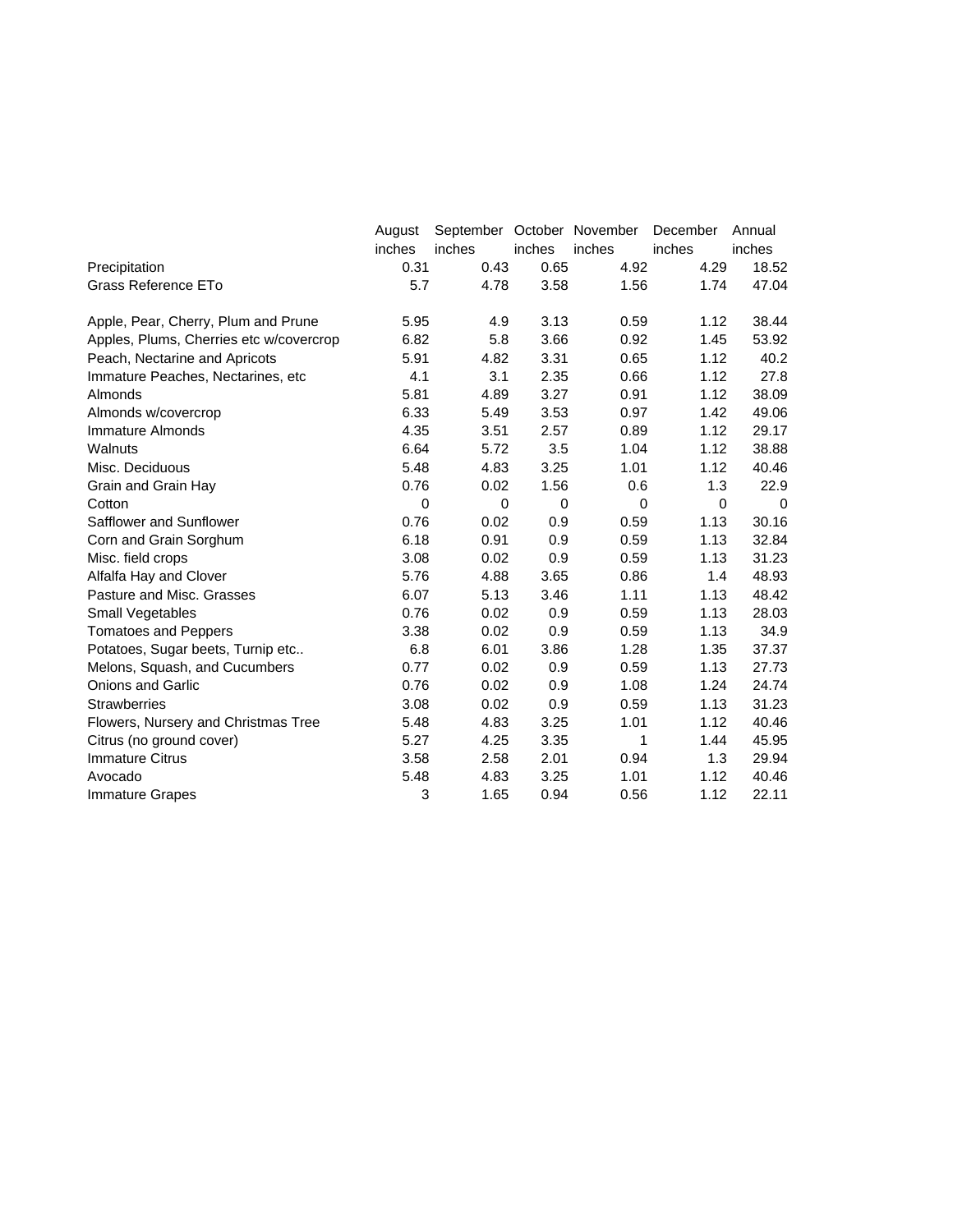| | August inches | September inches | October inches | November inches | December inches | Annual inches |
|---|---|---|---|---|---|---|
| Precipitation | 0.31 | 0.43 | 0.65 | 4.92 | 4.29 | 18.52 |
| Grass Reference ETo | 5.7 | 4.78 | 3.58 | 1.56 | 1.74 | 47.04 |
| | | | | | | |
| Apple, Pear, Cherry, Plum and Prune | 5.95 | 4.9 | 3.13 | 0.59 | 1.12 | 38.44 |
| Apples, Plums, Cherries etc w/covercrop | 6.82 | 5.8 | 3.66 | 0.92 | 1.45 | 53.92 |
| Peach, Nectarine and Apricots | 5.91 | 4.82 | 3.31 | 0.65 | 1.12 | 40.2 |
| Immature Peaches, Nectarines, etc | 4.1 | 3.1 | 2.35 | 0.66 | 1.12 | 27.8 |
| Almonds | 5.81 | 4.89 | 3.27 | 0.91 | 1.12 | 38.09 |
| Almonds w/covercrop | 6.33 | 5.49 | 3.53 | 0.97 | 1.42 | 49.06 |
| Immature Almonds | 4.35 | 3.51 | 2.57 | 0.89 | 1.12 | 29.17 |
| Walnuts | 6.64 | 5.72 | 3.5 | 1.04 | 1.12 | 38.88 |
| Misc. Deciduous | 5.48 | 4.83 | 3.25 | 1.01 | 1.12 | 40.46 |
| Grain and Grain Hay | 0.76 | 0.02 | 1.56 | 0.6 | 1.3 | 22.9 |
| Cotton | 0 | 0 | 0 | 0 | 0 | 0 |
| Safflower and Sunflower | 0.76 | 0.02 | 0.9 | 0.59 | 1.13 | 30.16 |
| Corn and Grain Sorghum | 6.18 | 0.91 | 0.9 | 0.59 | 1.13 | 32.84 |
| Misc. field crops | 3.08 | 0.02 | 0.9 | 0.59 | 1.13 | 31.23 |
| Alfalfa Hay and Clover | 5.76 | 4.88 | 3.65 | 0.86 | 1.4 | 48.93 |
| Pasture and Misc. Grasses | 6.07 | 5.13 | 3.46 | 1.11 | 1.13 | 48.42 |
| Small Vegetables | 0.76 | 0.02 | 0.9 | 0.59 | 1.13 | 28.03 |
| Tomatoes and Peppers | 3.38 | 0.02 | 0.9 | 0.59 | 1.13 | 34.9 |
| Potatoes, Sugar beets, Turnip etc.. | 6.8 | 6.01 | 3.86 | 1.28 | 1.35 | 37.37 |
| Melons, Squash, and Cucumbers | 0.77 | 0.02 | 0.9 | 0.59 | 1.13 | 27.73 |
| Onions and Garlic | 0.76 | 0.02 | 0.9 | 1.08 | 1.24 | 24.74 |
| Strawberries | 3.08 | 0.02 | 0.9 | 0.59 | 1.13 | 31.23 |
| Flowers, Nursery and Christmas Tree | 5.48 | 4.83 | 3.25 | 1.01 | 1.12 | 40.46 |
| Citrus (no ground cover) | 5.27 | 4.25 | 3.35 | 1 | 1.44 | 45.95 |
| Immature Citrus | 3.58 | 2.58 | 2.01 | 0.94 | 1.3 | 29.94 |
| Avocado | 5.48 | 4.83 | 3.25 | 1.01 | 1.12 | 40.46 |
| Immature Grapes | 3 | 1.65 | 0.94 | 0.56 | 1.12 | 22.11 |